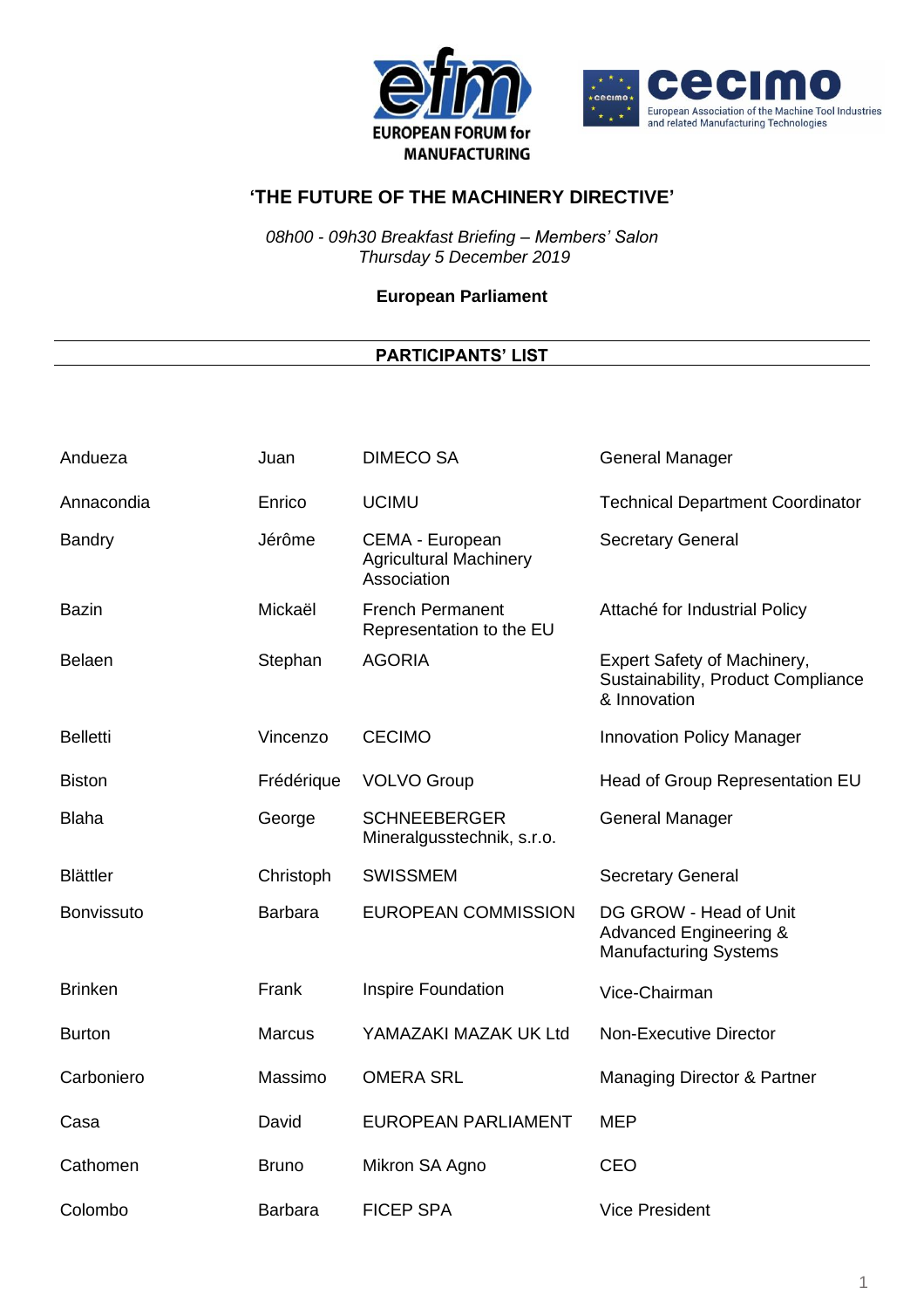EUROPEAN FORUM for MANUFACTURING

cecimo — European Association of the Machine Tool Industries and related Manufacturing Technologies

# 'THE FUTURE OF THE MACHINERY DIRECTIVE'

*08h00 - 09h30 Breakfast Briefing – Members' Salon*
*Thursday 5 December 2019*

**European Parliament**

## PARTICIPANTS' LIST

| | | | |
|---|---|---|---|
| Andueza | Juan | DIMECO SA | General Manager |
| Annacondia | Enrico | UCIMU | Technical Department Coordinator |
| Bandry | Jérôme | CEMA - European Agricultural Machinery Association | Secretary General |
| Bazin | Mickaël | French Permanent Representation to the EU | Attaché for Industrial Policy |
| Belaen | Stephan | AGORIA | Expert Safety of Machinery, Sustainability, Product Compliance & Innovation |
| Belletti | Vincenzo | CECIMO | Innovation Policy Manager |
| Biston | Frédérique | VOLVO Group | Head of Group Representation EU |
| Blaha | George | SCHNEEBERGER Mineralgusstechnik, s.r.o. | General Manager |
| Blättler | Christoph | SWISSMEM | Secretary General |
| Bonvissuto | Barbara | EUROPEAN COMMISSION | DG GROW - Head of Unit Advanced Engineering & Manufacturing Systems |
| Brinken | Frank | Inspire Foundation | Vice-Chairman |
| Burton | Marcus | YAMAZAKI MAZAK UK Ltd | Non-Executive Director |
| Carboniero | Massimo | OMERA SRL | Managing Director & Partner |
| Casa | David | EUROPEAN PARLIAMENT | MEP |
| Cathomen | Bruno | Mikron SA Agno | CEO |
| Colombo | Barbara | FICEP SPA | Vice President |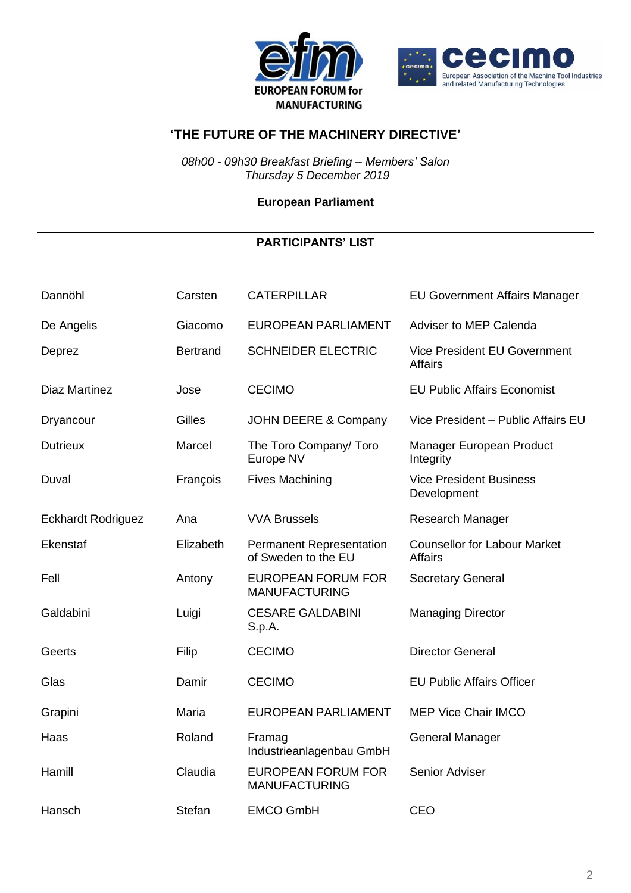EUROPEAN FORUM for MANUFACTURING

cecimo — European Association of the Machine Tool Industries and related Manufacturing Technologies

## 'THE FUTURE OF THE MACHINERY DIRECTIVE'

*08h00 - 09h30 Breakfast Briefing – Members' Salon*
*Thursday 5 December 2019*

**European Parliament**

**PARTICIPANTS' LIST**

| | | | |
|---|---|---|---|
| Dannöhl | Carsten | CATERPILLAR | EU Government Affairs Manager |
| De Angelis | Giacomo | EUROPEAN PARLIAMENT | Adviser to MEP Calenda |
| Deprez | Bertrand | SCHNEIDER ELECTRIC | Vice President EU Government Affairs |
| Diaz Martinez | Jose | CECIMO | EU Public Affairs Economist |
| Dryancour | Gilles | JOHN DEERE & Company | Vice President – Public Affairs EU |
| Dutrieux | Marcel | The Toro Company/ Toro Europe NV | Manager European Product Integrity |
| Duval | François | Fives Machining | Vice President Business Development |
| Eckhardt Rodriguez | Ana | VVA Brussels | Research Manager |
| Ekenstaf | Elizabeth | Permanent Representation of Sweden to the EU | Counsellor for Labour Market Affairs |
| Fell | Antony | EUROPEAN FORUM FOR MANUFACTURING | Secretary General |
| Galdabini | Luigi | CESARE GALDABINI S.p.A. | Managing Director |
| Geerts | Filip | CECIMO | Director General |
| Glas | Damir | CECIMO | EU Public Affairs Officer |
| Grapini | Maria | EUROPEAN PARLIAMENT | MEP Vice Chair IMCO |
| Haas | Roland | Framag Industrieanlagenbau GmbH | General Manager |
| Hamill | Claudia | EUROPEAN FORUM FOR MANUFACTURING | Senior Adviser |
| Hansch | Stefan | EMCO GmbH | CEO |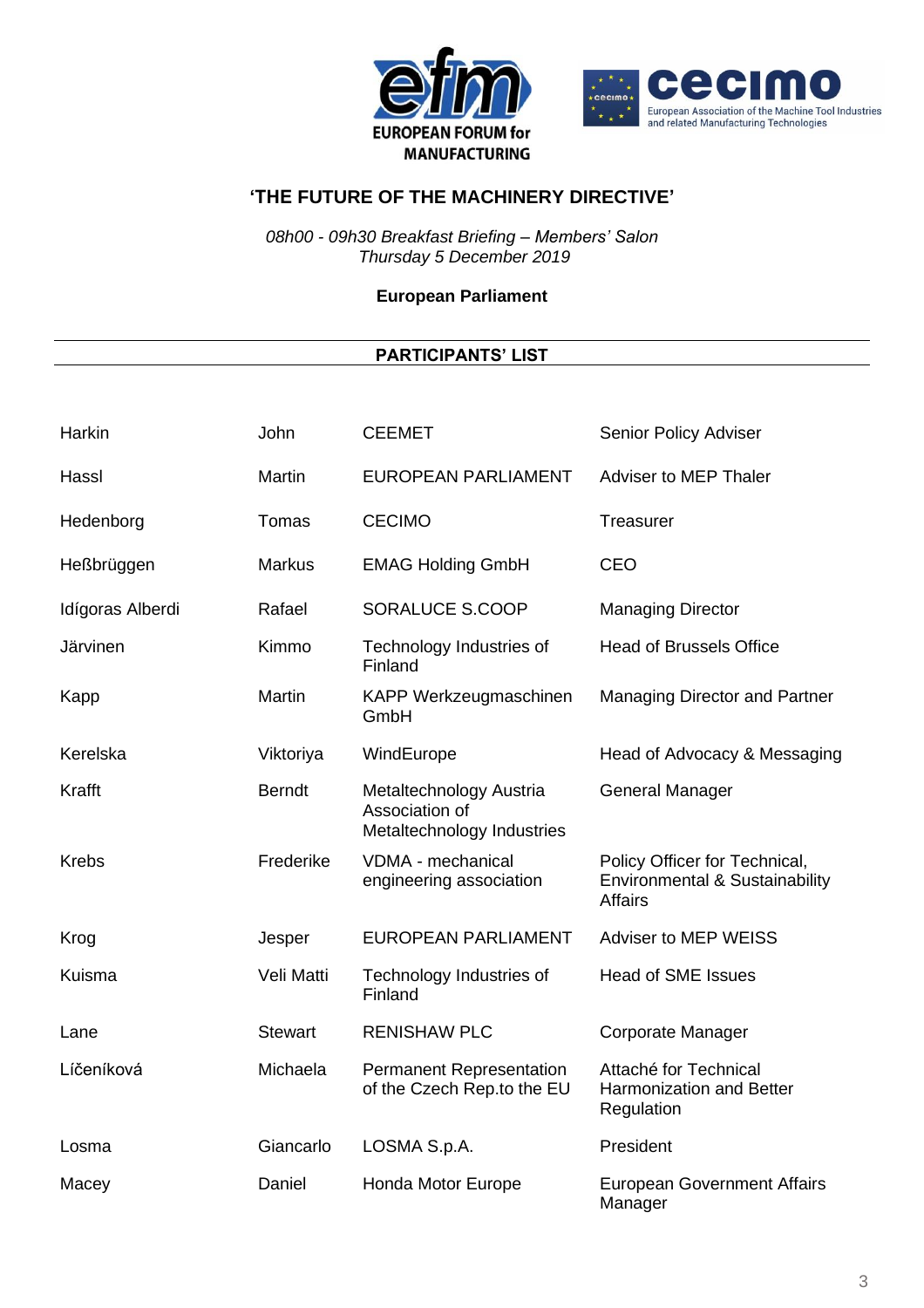## 'THE FUTURE OF THE MACHINERY DIRECTIVE'

*08h00 - 09h30 Breakfast Briefing – Members' Salon*
*Thursday 5 December 2019*

**European Parliament**

**PARTICIPANTS' LIST**

| | | | |
|---|---|---|---|
| Harkin | John | CEEMET | Senior Policy Adviser |
| Hassl | Martin | EUROPEAN PARLIAMENT | Adviser to MEP Thaler |
| Hedenborg | Tomas | CECIMO | Treasurer |
| Heßbrüggen | Markus | EMAG Holding GmbH | CEO |
| Idígoras Alberdi | Rafael | SORALUCE S.COOP | Managing Director |
| Järvinen | Kimmo | Technology Industries of Finland | Head of Brussels Office |
| Kapp | Martin | KAPP Werkzeugmaschinen GmbH | Managing Director and Partner |
| Kerelska | Viktoriya | WindEurope | Head of Advocacy & Messaging |
| Krafft | Berndt | Metaltechnology Austria Association of Metaltechnology Industries | General Manager |
| Krebs | Frederike | VDMA - mechanical engineering association | Policy Officer for Technical, Environmental & Sustainability Affairs |
| Krog | Jesper | EUROPEAN PARLIAMENT | Adviser to MEP WEISS |
| Kuisma | Veli Matti | Technology Industries of Finland | Head of SME Issues |
| Lane | Stewart | RENISHAW PLC | Corporate Manager |
| Líčeníková | Michaela | Permanent Representation of the Czech Rep.to the EU | Attaché for Technical Harmonization and Better Regulation |
| Losma | Giancarlo | LOSMA S.p.A. | President |
| Macey | Daniel | Honda Motor Europe | European Government Affairs Manager |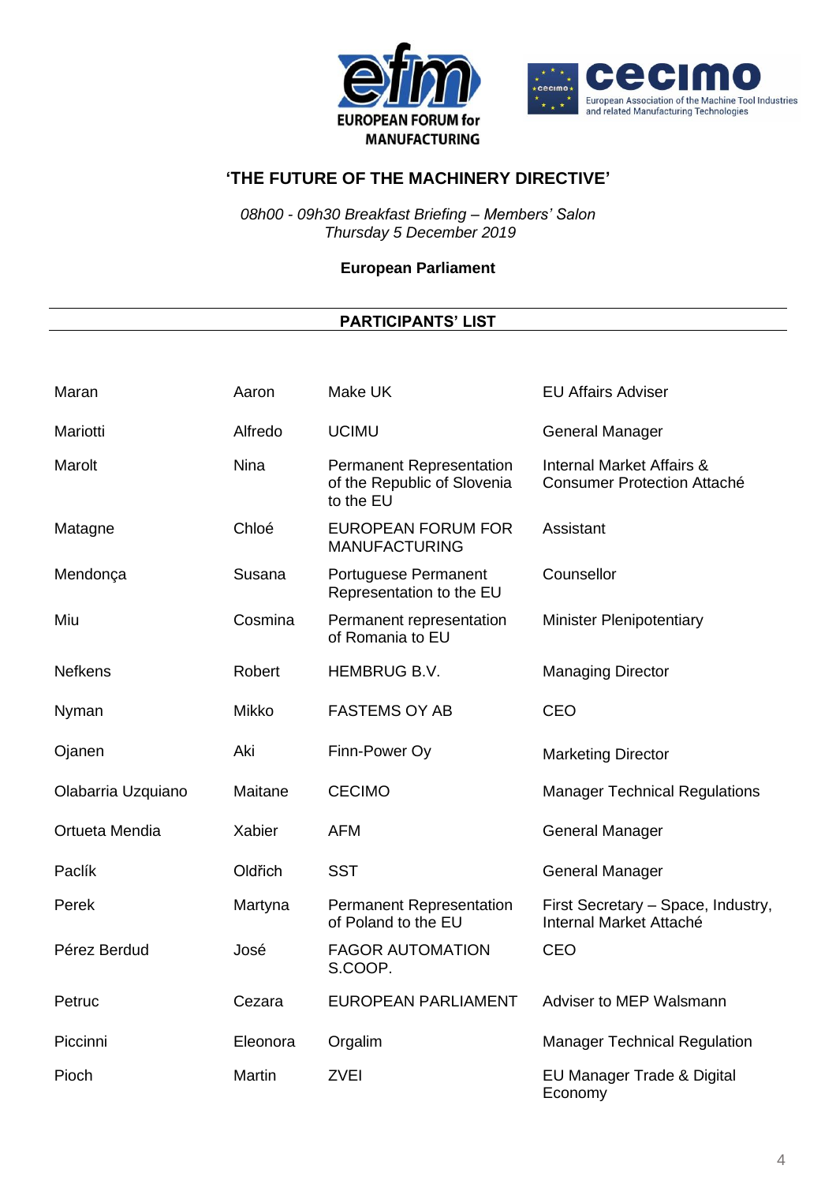**EUROPEAN FORUM for MANUFACTURING**

**cecimo** European Association of the Machine Tool Industries and related Manufacturing Technologies

## ‘THE FUTURE OF THE MACHINERY DIRECTIVE’

*08h00 - 09h30 Breakfast Briefing – Members’ Salon*
*Thursday 5 December 2019*

**European Parliament**

**PARTICIPANTS’ LIST**

| | | | |
|---|---|---|---|
| Maran | Aaron | Make UK | EU Affairs Adviser |
| Mariotti | Alfredo | UCIMU | General Manager |
| Marolt | Nina | Permanent Representation of the Republic of Slovenia to the EU | Internal Market Affairs & Consumer Protection Attaché |
| Matagne | Chloé | EUROPEAN FORUM FOR MANUFACTURING | Assistant |
| Mendonça | Susana | Portuguese Permanent Representation to the EU | Counsellor |
| Miu | Cosmina | Permanent representation of Romania to EU | Minister Plenipotentiary |
| Nefkens | Robert | HEMBRUG B.V. | Managing Director |
| Nyman | Mikko | FASTEMS OY AB | CEO |
| Ojanen | Aki | Finn-Power Oy | Marketing Director |
| Olabarria Uzquiano | Maitane | CECIMO | Manager Technical Regulations |
| Ortueta Mendia | Xabier | AFM | General Manager |
| Paclík | Oldřich | SST | General Manager |
| Perek | Martyna | Permanent Representation of Poland to the EU | First Secretary – Space, Industry, Internal Market Attaché |
| Pérez Berdud | José | FAGOR AUTOMATION S.COOP. | CEO |
| Petruc | Cezara | EUROPEAN PARLIAMENT | Adviser to MEP Walsmann |
| Piccinni | Eleonora | Orgalim | Manager Technical Regulation |
| Pioch | Martin | ZVEI | EU Manager Trade & Digital Economy |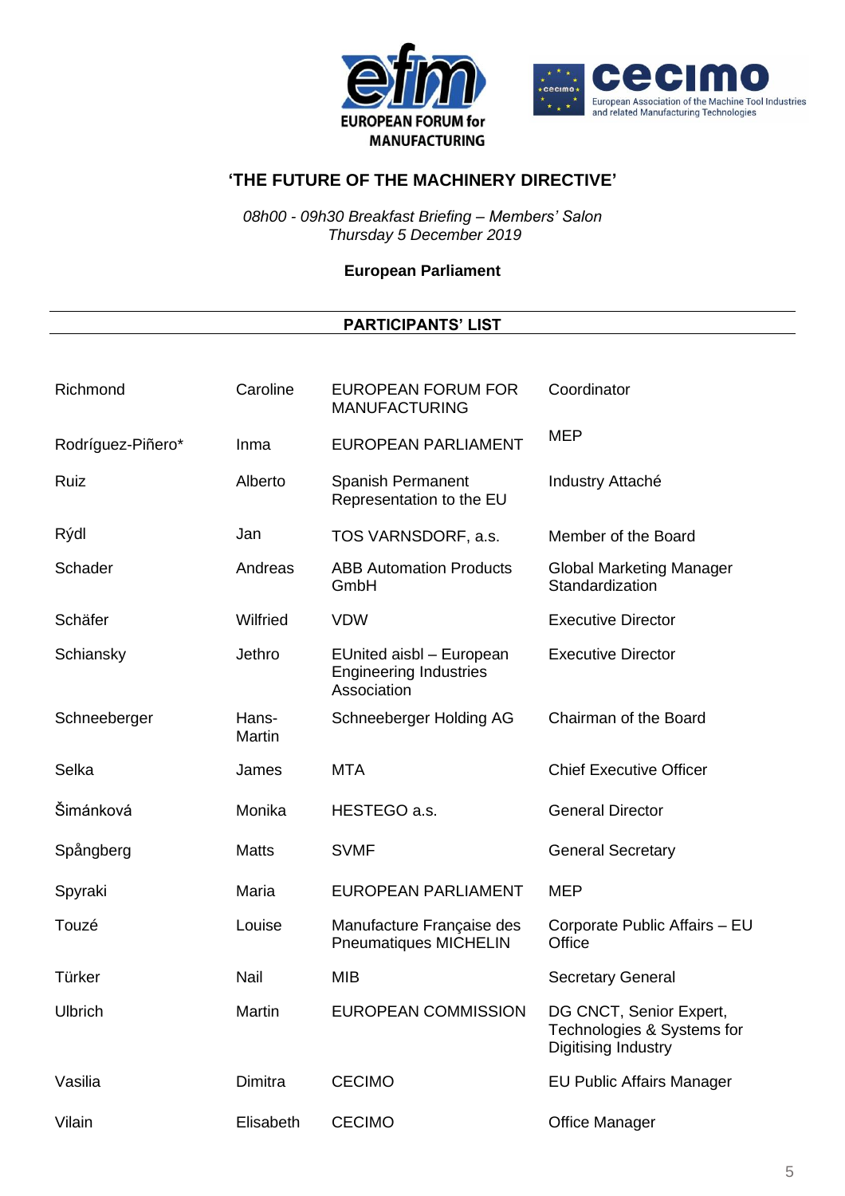**EUROPEAN FORUM for MANUFACTURING**

**cecimo** European Association of the Machine Tool Industries and related Manufacturing Technologies

## 'THE FUTURE OF THE MACHINERY DIRECTIVE'

*08h00 - 09h30 Breakfast Briefing – Members' Salon*
*Thursday 5 December 2019*

**European Parliament**

---

**PARTICIPANTS' LIST**

---

| | | | |
|---|---|---|---|
| Richmond | Caroline | EUROPEAN FORUM FOR MANUFACTURING | Coordinator |
| Rodríguez-Piñero* | Inma | EUROPEAN PARLIAMENT | MEP |
| Ruiz | Alberto | Spanish Permanent Representation to the EU | Industry Attaché |
| Rýdl | Jan | TOS VARNSDORF, a.s. | Member of the Board |
| Schader | Andreas | ABB Automation Products GmbH | Global Marketing Manager Standardization |
| Schäfer | Wilfried | VDW | Executive Director |
| Schiansky | Jethro | EUnited aisbl – European Engineering Industries Association | Executive Director |
| Schneeberger | Hans-Martin | Schneeberger Holding AG | Chairman of the Board |
| Selka | James | MTA | Chief Executive Officer |
| Šimánková | Monika | HESTEGO a.s. | General Director |
| Spångberg | Matts | SVMF | General Secretary |
| Spyraki | Maria | EUROPEAN PARLIAMENT | MEP |
| Touzé | Louise | Manufacture Française des Pneumatiques MICHELIN | Corporate Public Affairs – EU Office |
| Türker | Nail | MIB | Secretary General |
| Ulbrich | Martin | EUROPEAN COMMISSION | DG CNCT, Senior Expert, Technologies & Systems for Digitising Industry |
| Vasilia | Dimitra | CECIMO | EU Public Affairs Manager |
| Vilain | Elisabeth | CECIMO | Office Manager |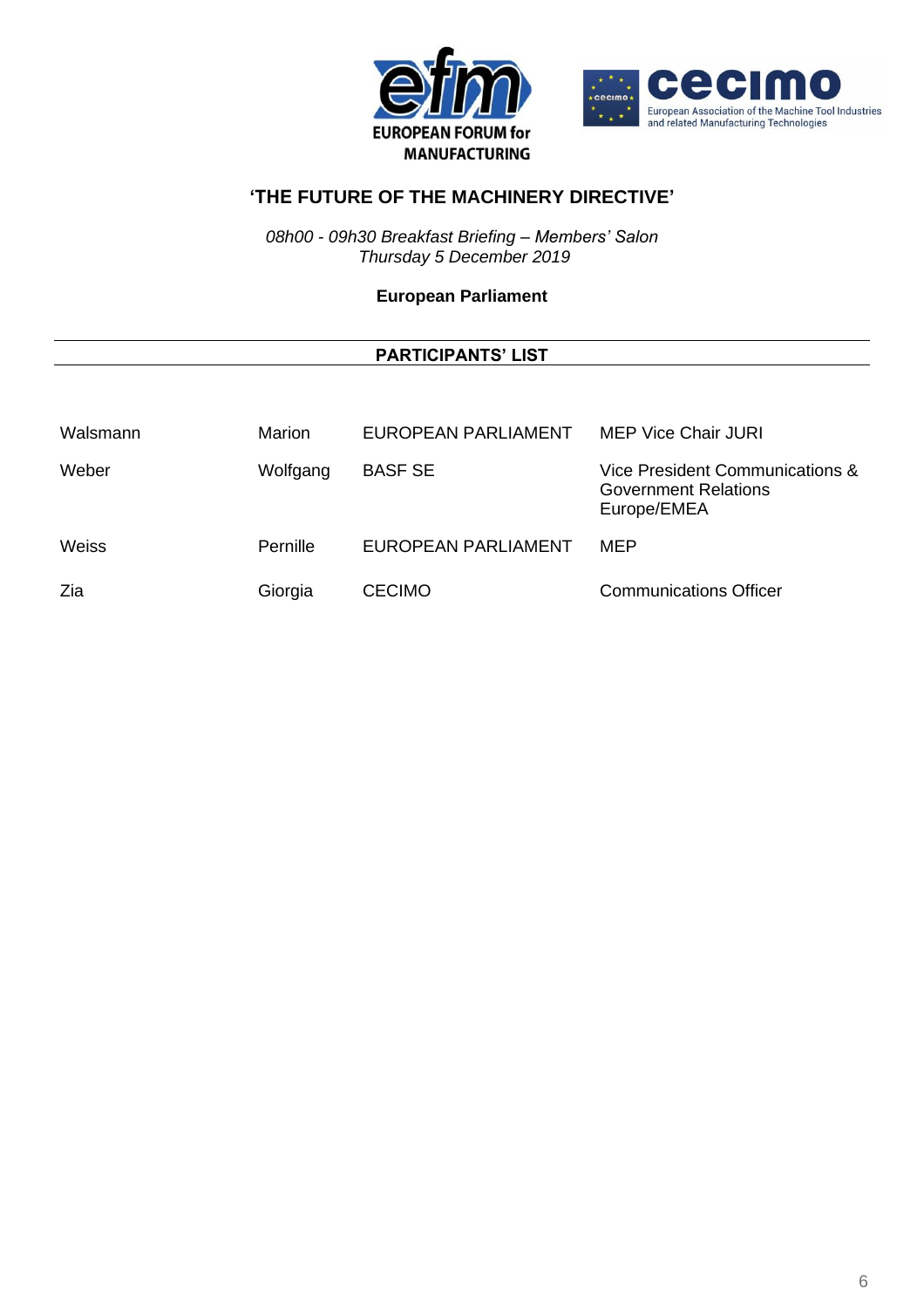EUROPEAN FORUM for MANUFACTURING

cecimo
European Association of the Machine Tool Industries and related Manufacturing Technologies

## 'THE FUTURE OF THE MACHINERY DIRECTIVE'

*08h00 - 09h30 Breakfast Briefing – Members' Salon*
*Thursday 5 December 2019*

**European Parliament**

**PARTICIPANTS' LIST**

| | | | |
|---|---|---|---|
| Walsmann | Marion | EUROPEAN PARLIAMENT | MEP Vice Chair JURI |
| Weber | Wolfgang | BASF SE | Vice President Communications & Government Relations Europe/EMEA |
| Weiss | Pernille | EUROPEAN PARLIAMENT | MEP |
| Zia | Giorgia | CECIMO | Communications Officer |